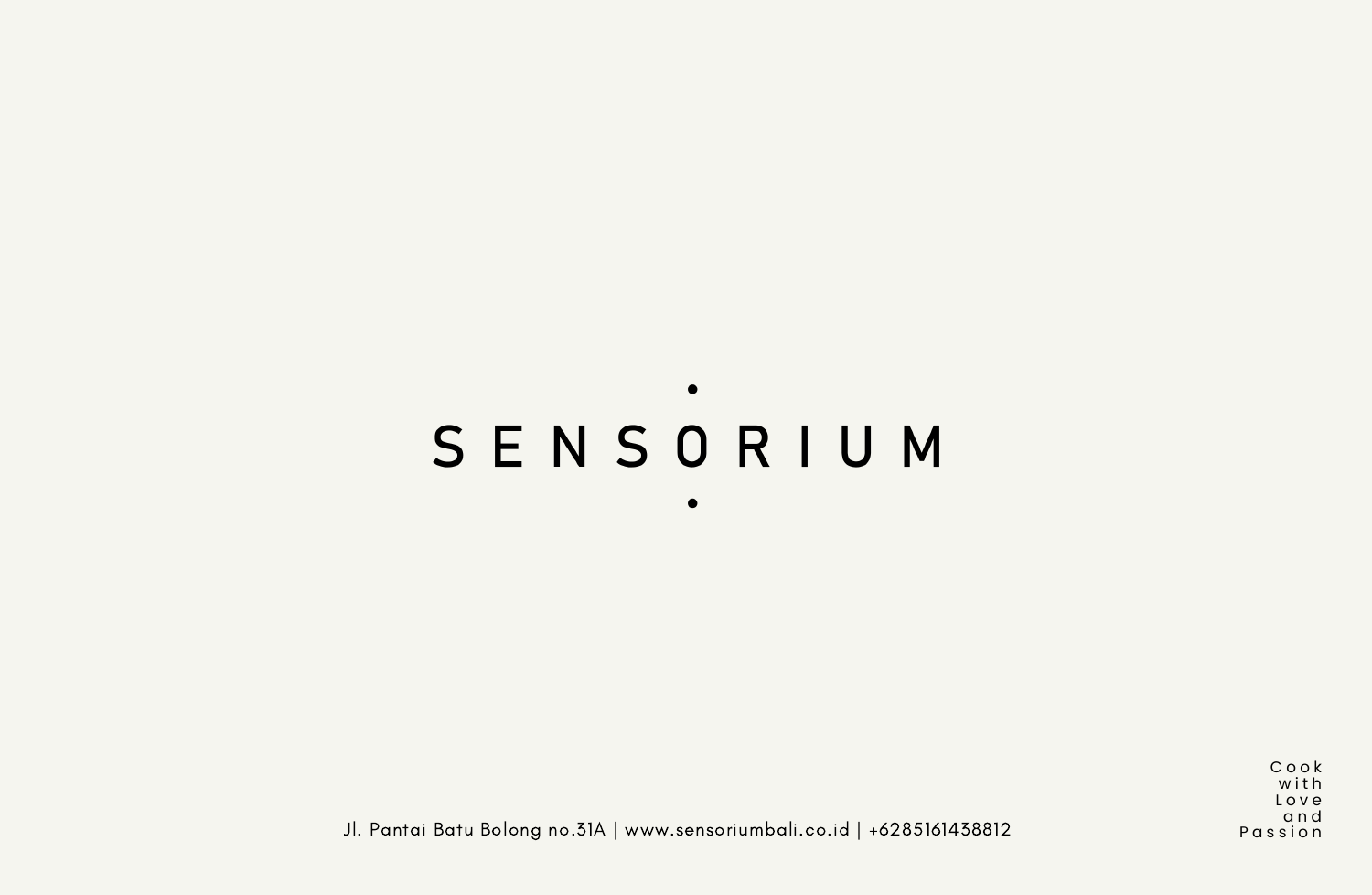# SENSORIUM

Jl. Pantai Batu Bolong no.31A | www.sensoriumbali.co.id | +6285161438812

Cook
with
Love
and
Passion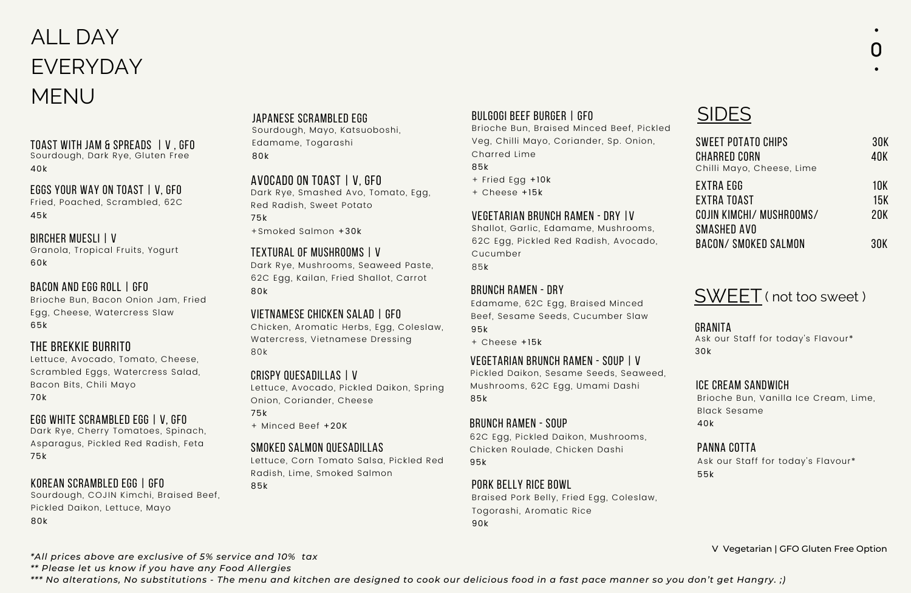# ALL DAY EVERYDAY MENU

### TOAST WITH JAM & SPREADS | V , GFO
Sourdough, Dark Rye, Gluten Free
40k

### EGGS YOUR WAY ON TOAST | V, GFO
Fried, Poached, Scrambled, 62C
45k

### BIRCHER MUESLI | V
Granola, Tropical Fruits, Yogurt
60k

### BACON AND EGG ROLL | GFO
Brioche Bun, Bacon Onion Jam, Fried Egg, Cheese, Watercress Slaw
65k

### THE BREKKIE BURRITO
Lettuce, Avocado, Tomato, Cheese, Scrambled Eggs, Watercress Salad, Bacon Bits, Chili Mayo
70k

### EGG WHITE SCRAMBLED EGG | V, GFO
Dark Rye, Cherry Tomatoes, Spinach, Asparagus, Pickled Red Radish, Feta
75k

### KOREAN SCRAMBLED EGG | GFO
Sourdough, COJIN Kimchi, Braised Beef, Pickled Daikon, Lettuce, Mayo
80k

### JAPANESE SCRAMBLED EGG
Sourdough, Mayo, Katsuoboshi, Edamame, Togarashi
80k

### AVOCADO ON TOAST | V, GFO
Dark Rye, Smashed Avo, Tomato, Egg, Red Radish, Sweet Potato
75k
+Smoked Salmon +30k

### TEXTURAL OF MUSHROOMS | V
Dark Rye, Mushrooms, Seaweed Paste, 62C Egg, Kailan, Fried Shallot, Carrot
80k

### VIETNAMESE CHICKEN SALAD | GFO
Chicken, Aromatic Herbs, Egg, Coleslaw, Watercress, Vietnamese Dressing
80k

### CRISPY QUESADILLAS | V
Lettuce, Avocado, Pickled Daikon, Spring Onion, Coriander, Cheese
75k
+ Minced Beef +20K

### SMOKED SALMON QUESADILLAS
Lettuce, Corn Tomato Salsa, Pickled Red Radish, Lime, Smoked Salmon
85k

### BULGOGI BEEF BURGER | GFO
Brioche Bun, Braised Minced Beef, Pickled Veg, Chilli Mayo, Coriander, Sp. Onion, Charred Lime
85k
+ Fried Egg +10k
+ Cheese +15k

### VEGETARIAN BRUNCH RAMEN - DRY | V
Shallot, Garlic, Edamame, Mushrooms, 62C Egg, Pickled Red Radish, Avocado, Cucumber
85k

### BRUNCH RAMEN - DRY
Edamame, 62C Egg, Braised Minced Beef, Sesame Seeds, Cucumber Slaw
95k
+ Cheese +15k

### VEGETARIAN BRUNCH RAMEN - SOUP | V
Pickled Daikon, Sesame Seeds, Seaweed, Mushrooms, 62C Egg, Umami Dashi
85k

### BRUNCH RAMEN - SOUP
62C Egg, Pickled Daikon, Mushrooms, Chicken Roulade, Chicken Dashi
95k

### PORK BELLY RICE BOWL
Braised Pork Belly, Fried Egg, Coleslaw, Togorashi, Aromatic Rice
90k

## SIDES

| Item | Price |
| --- | --- |
| SWEET POTATO CHIPS | 30K |
| CHARRED CORN<br>Chilli Mayo, Cheese, Lime | 40K |
| EXTRA EGG | 10K |
| EXTRA TOAST | 15K |
| COJIN KIMCHI/ MUSHROOMS/ SMASHED AVO | 20K |
| BACON/ SMOKED SALMON | 30K |

## SWEET ( not too sweet )

### GRANITA
Ask our Staff for today's Flavour*
30k

### ICE CREAM SANDWICH
Brioche Bun, Vanilla Ice Cream, Lime, Black Sesame
40k

### PANNA COTTA
Ask our Staff for today's Flavour*
55k

V Vegetarian | GFO Gluten Free Option

*\*All prices above are exclusive of 5% service and 10% tax*
*\*\* Please let us know if you have any Food Allergies*
*\*\*\* No alterations, No substitutions - The menu and kitchen are designed to cook our delicious food in a fast pace manner so you don't get Hangry. ;)*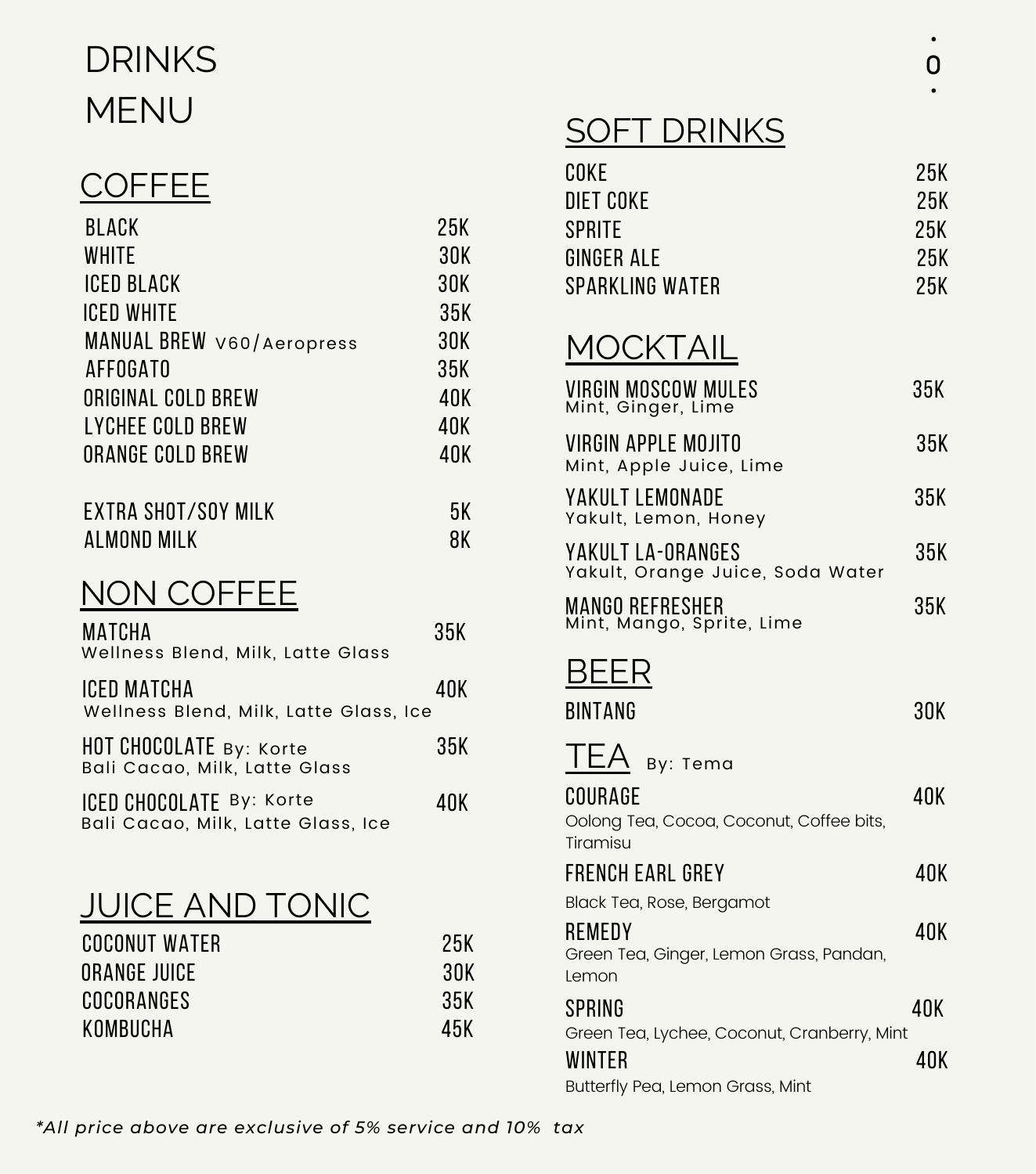# DRINKS MENU

## COFFEE

| Item | Price |
| --- | --- |
| BLACK | 25K |
| WHITE | 30K |
| ICED BLACK | 30K |
| ICED WHITE | 35K |
| MANUAL BREW V60/Aeropress | 30K |
| AFFOGATO | 35K |
| ORIGINAL COLD BREW | 40K |
| LYCHEE COLD BREW | 40K |
| ORANGE COLD BREW | 40K |
| EXTRA SHOT/SOY MILK | 5K |
| ALMOND MILK | 8K |

## NON COFFEE

| Item | Price |
| --- | --- |
| MATCHA<br>Wellness Blend, Milk, Latte Glass | 35K |
| ICED MATCHA<br>Wellness Blend, Milk, Latte Glass, Ice | 40K |
| HOT CHOCOLATE By: Korte<br>Bali Cacao, Milk, Latte Glass | 35K |
| ICED CHOCOLATE By: Korte<br>Bali Cacao, Milk, Latte Glass, Ice | 40K |

## JUICE AND TONIC

| Item | Price |
| --- | --- |
| COCONUT WATER | 25K |
| ORANGE JUICE | 30K |
| COCORANGES | 35K |
| KOMBUCHA | 45K |

## SOFT DRINKS

| Item | Price |
| --- | --- |
| COKE | 25K |
| DIET COKE | 25K |
| SPRITE | 25K |
| GINGER ALE | 25K |
| SPARKLING WATER | 25K |

## MOCKTAIL

| Item | Price |
| --- | --- |
| VIRGIN MOSCOW MULES<br>Mint, Ginger, Lime | 35K |
| VIRGIN APPLE MOJITO<br>Mint, Apple Juice, Lime | 35K |
| YAKULT LEMONADE<br>Yakult, Lemon, Honey | 35K |
| YAKULT LA-ORANGES<br>Yakult, Orange Juice, Soda Water | 35K |
| MANGO REFRESHER<br>Mint, Mango, Sprite, Lime | 35K |

## BEER

| Item | Price |
| --- | --- |
| BINTANG | 30K |

## TEA By: Tema

| Item | Price |
| --- | --- |
| COURAGE<br>Oolong Tea, Cocoa, Coconut, Coffee bits, Tiramisu | 40K |
| FRENCH EARL GREY<br>Black Tea, Rose, Bergamot | 40K |
| REMEDY<br>Green Tea, Ginger, Lemon Grass, Pandan, Lemon | 40K |
| SPRING<br>Green Tea, Lychee, Coconut, Cranberry, Mint | 40K |
| WINTER<br>Butterfly Pea, Lemon Grass, Mint | 40K |

*\*All price above are exclusive of 5% service and 10% tax*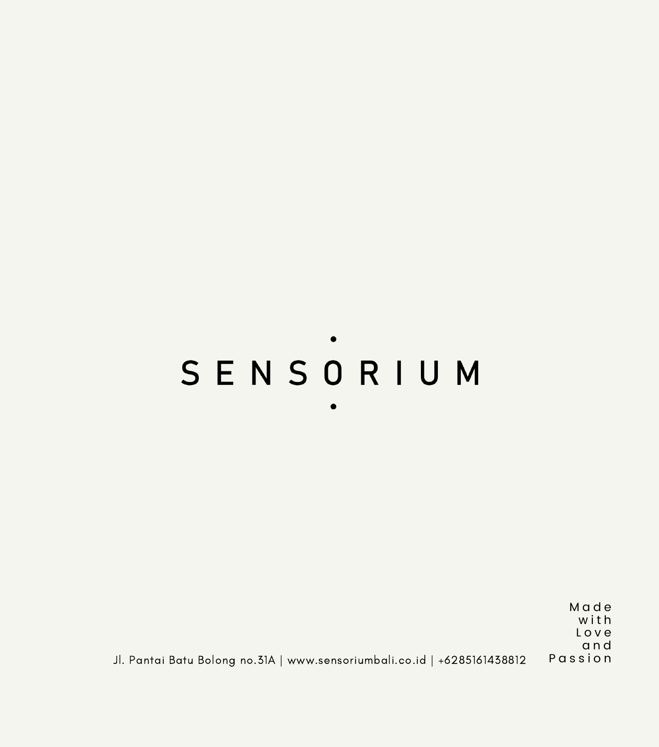# SENSORIUM

Jl. Pantai Batu Bolong no.31A | www.sensoriumbali.co.id | +6285161438812

Made with Love and Passion